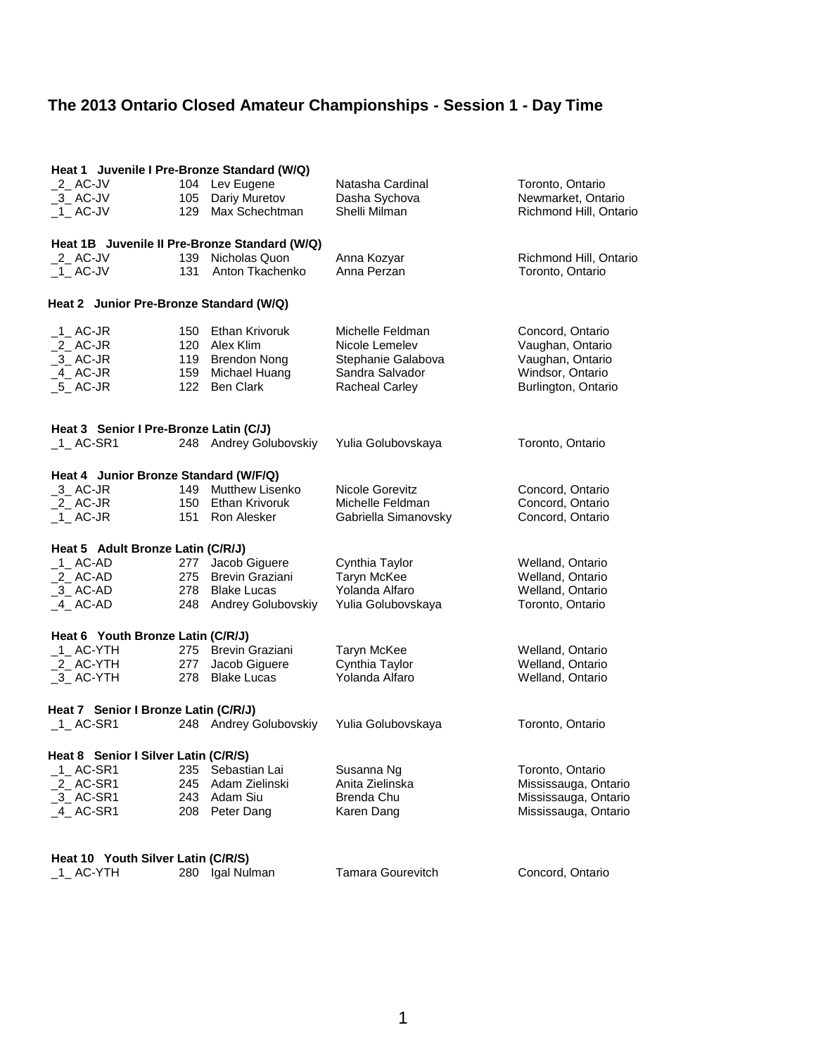# The 2013 Ontario Closed Amateur Championships - Session 1 - Day Time

**Heat 1 Juvenile I Pre-Bronze Standard (W/Q)**

| | | | | |
|---|---|---|---|---|
| _2_ AC-JV | 104 | Lev Eugene | Natasha Cardinal | Toronto, Ontario |
| _3_ AC-JV | 105 | Dariy Muretov | Dasha Sychova | Newmarket, Ontario |
| _1_ AC-JV | 129 | Max Schechtman | Shelli Milman | Richmond Hill, Ontario |

**Heat 1B Juvenile II Pre-Bronze Standard (W/Q)**

| | | | | |
|---|---|---|---|---|
| _2_ AC-JV | 139 | Nicholas Quon | Anna Kozyar | Richmond Hill, Ontario |
| _1_ AC-JV | 131 | Anton Tkachenko | Anna Perzan | Toronto, Ontario |

**Heat 2 Junior Pre-Bronze Standard (W/Q)**

| | | | | |
|---|---|---|---|---|
| _1_ AC-JR | 150 | Ethan Krivoruk | Michelle Feldman | Concord, Ontario |
| _2_ AC-JR | 120 | Alex Klim | Nicole Lemelev | Vaughan, Ontario |
| _3_ AC-JR | 119 | Brendon Nong | Stephanie Galabova | Vaughan, Ontario |
| _4_ AC-JR | 159 | Michael Huang | Sandra Salvador | Windsor, Ontario |
| _5_ AC-JR | 122 | Ben Clark | Racheal Carley | Burlington, Ontario |

**Heat 3 Senior I Pre-Bronze Latin (C/J)**

| | | | | |
|---|---|---|---|---|
| _1_ AC-SR1 | 248 | Andrey Golubovskiy | Yulia Golubovskaya | Toronto, Ontario |

**Heat 4 Junior Bronze Standard (W/F/Q)**

| | | | | |
|---|---|---|---|---|
| _3_ AC-JR | 149 | Mutthew Lisenko | Nicole Gorevitz | Concord, Ontario |
| _2_ AC-JR | 150 | Ethan Krivoruk | Michelle Feldman | Concord, Ontario |
| _1_ AC-JR | 151 | Ron Alesker | Gabriella Simanovsky | Concord, Ontario |

**Heat 5 Adult Bronze Latin (C/R/J)**

| | | | | |
|---|---|---|---|---|
| _1_ AC-AD | 277 | Jacob Giguere | Cynthia Taylor | Welland, Ontario |
| _2_ AC-AD | 275 | Brevin Graziani | Taryn McKee | Welland, Ontario |
| _3_ AC-AD | 278 | Blake Lucas | Yolanda Alfaro | Welland, Ontario |
| _4_ AC-AD | 248 | Andrey Golubovskiy | Yulia Golubovskaya | Toronto, Ontario |

**Heat 6 Youth Bronze Latin (C/R/J)**

| | | | | |
|---|---|---|---|---|
| _1_ AC-YTH | 275 | Brevin Graziani | Taryn McKee | Welland, Ontario |
| _2_ AC-YTH | 277 | Jacob Giguere | Cynthia Taylor | Welland, Ontario |
| _3_ AC-YTH | 278 | Blake Lucas | Yolanda Alfaro | Welland, Ontario |

**Heat 7 Senior I Bronze Latin (C/R/J)**

| | | | | |
|---|---|---|---|---|
| _1_ AC-SR1 | 248 | Andrey Golubovskiy | Yulia Golubovskaya | Toronto, Ontario |

**Heat 8 Senior I Silver Latin (C/R/S)**

| | | | | |
|---|---|---|---|---|
| _1_ AC-SR1 | 235 | Sebastian Lai | Susanna Ng | Toronto, Ontario |
| _2_ AC-SR1 | 245 | Adam Zielinski | Anita Zielinska | Mississauga, Ontario |
| _3_ AC-SR1 | 243 | Adam Siu | Brenda Chu | Mississauga, Ontario |
| _4_ AC-SR1 | 208 | Peter Dang | Karen Dang | Mississauga, Ontario |

**Heat 10 Youth Silver Latin (C/R/S)**

| | | | | |
|---|---|---|---|---|
| _1_ AC-YTH | 280 | Igal Nulman | Tamara Gourevitch | Concord, Ontario |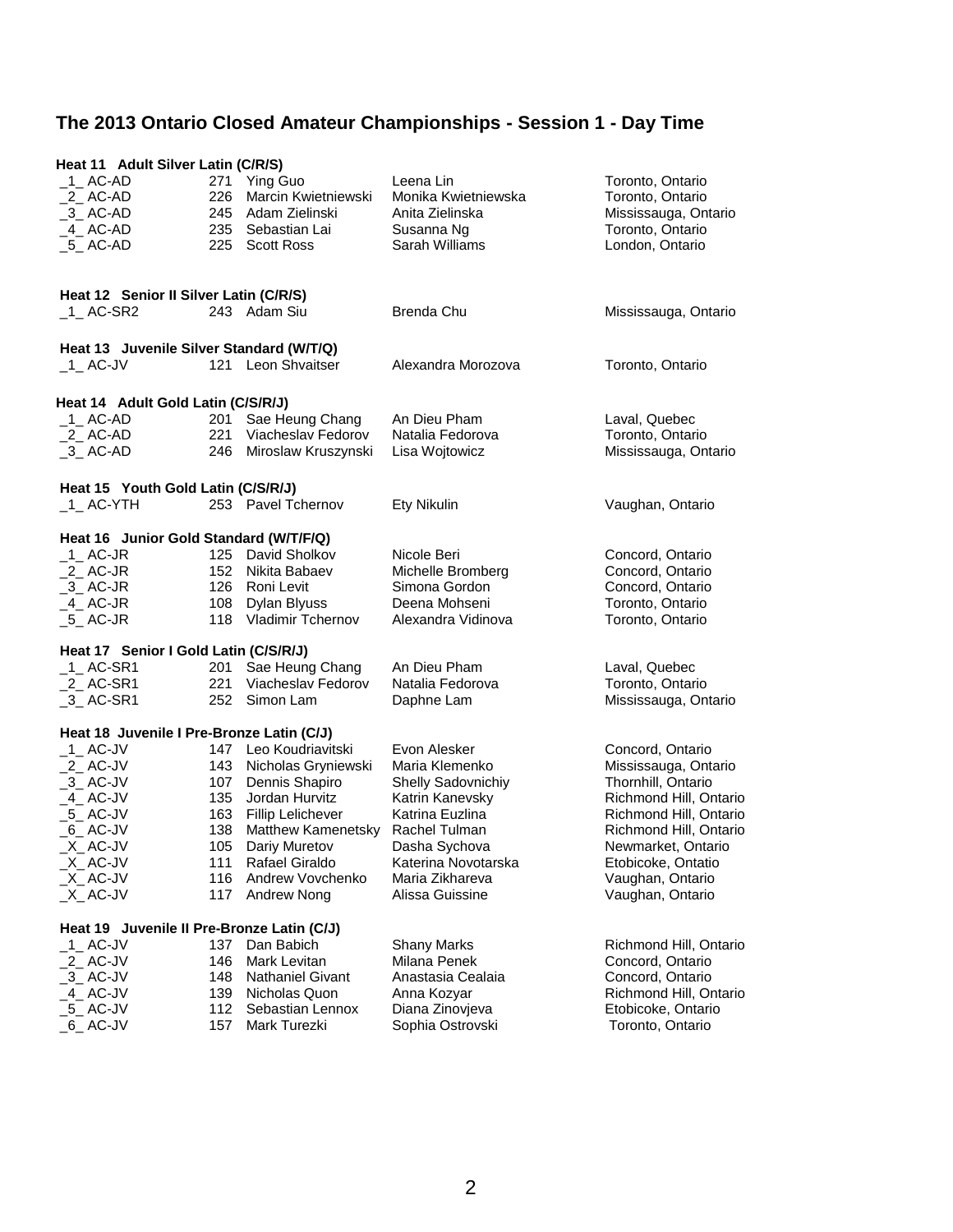# The 2013 Ontario Closed Amateur Championships - Session 1 - Day Time

**Heat 11 Adult Silver Latin (C/R/S)**

| | | | | |
|---|---|---|---|---|
| _1_ AC-AD | 271 | Ying Guo | Leena Lin | Toronto, Ontario |
| _2_ AC-AD | 226 | Marcin Kwietniewski | Monika Kwietniewska | Toronto, Ontario |
| _3_ AC-AD | 245 | Adam Zielinski | Anita Zielinska | Mississauga, Ontario |
| _4_ AC-AD | 235 | Sebastian Lai | Susanna Ng | Toronto, Ontario |
| _5_ AC-AD | 225 | Scott Ross | Sarah Williams | London, Ontario |

**Heat 12 Senior II Silver Latin (C/R/S)**

| | | | | |
|---|---|---|---|---|
| _1_ AC-SR2 | 243 | Adam Siu | Brenda Chu | Mississauga, Ontario |

**Heat 13 Juvenile Silver Standard (W/T/Q)**

| | | | | |
|---|---|---|---|---|
| _1_ AC-JV | 121 | Leon Shvaitser | Alexandra Morozova | Toronto, Ontario |

**Heat 14 Adult Gold Latin (C/S/R/J)**

| | | | | |
|---|---|---|---|---|
| _1_ AC-AD | 201 | Sae Heung Chang | An Dieu Pham | Laval, Quebec |
| _2_ AC-AD | 221 | Viacheslav Fedorov | Natalia Fedorova | Toronto, Ontario |
| _3_ AC-AD | 246 | Miroslaw Kruszynski | Lisa Wojtowicz | Mississauga, Ontario |

**Heat 15 Youth Gold Latin (C/S/R/J)**

| | | | | |
|---|---|---|---|---|
| _1_ AC-YTH | 253 | Pavel Tchernov | Ety Nikulin | Vaughan, Ontario |

**Heat 16 Junior Gold Standard (W/T/F/Q)**

| | | | | |
|---|---|---|---|---|
| _1_ AC-JR | 125 | David Sholkov | Nicole Beri | Concord, Ontario |
| _2_ AC-JR | 152 | Nikita Babaev | Michelle Bromberg | Concord, Ontario |
| _3_ AC-JR | 126 | Roni Levit | Simona Gordon | Concord, Ontario |
| _4_ AC-JR | 108 | Dylan Blyuss | Deena Mohseni | Toronto, Ontario |
| _5_ AC-JR | 118 | Vladimir Tchernov | Alexandra Vidinova | Toronto, Ontario |

**Heat 17 Senior I Gold Latin (C/S/R/J)**

| | | | | |
|---|---|---|---|---|
| _1_ AC-SR1 | 201 | Sae Heung Chang | An Dieu Pham | Laval, Quebec |
| _2_ AC-SR1 | 221 | Viacheslav Fedorov | Natalia Fedorova | Toronto, Ontario |
| _3_ AC-SR1 | 252 | Simon Lam | Daphne Lam | Mississauga, Ontario |

**Heat 18 Juvenile I Pre-Bronze Latin (C/J)**

| | | | | |
|---|---|---|---|---|
| _1_ AC-JV | 147 | Leo Koudriavitski | Evon Alesker | Concord, Ontario |
| _2_ AC-JV | 143 | Nicholas Gryniewski | Maria Klemenko | Mississauga, Ontario |
| _3_ AC-JV | 107 | Dennis Shapiro | Shelly Sadovnichiy | Thornhill, Ontario |
| _4_ AC-JV | 135 | Jordan Hurvitz | Katrin Kanevsky | Richmond Hill, Ontario |
| _5_ AC-JV | 163 | Fillip Lelichever | Katrina Euzlina | Richmond Hill, Ontario |
| _6_ AC-JV | 138 | Matthew Kamenetsky | Rachel Tulman | Richmond Hill, Ontario |
| _X_ AC-JV | 105 | Dariy Muretov | Dasha Sychova | Newmarket, Ontario |
| _X_ AC-JV | 111 | Rafael Giraldo | Katerina Novotarska | Etobicoke, Ontatio |
| _X_ AC-JV | 116 | Andrew Vovchenko | Maria Zikhareva | Vaughan, Ontario |
| _X_ AC-JV | 117 | Andrew Nong | Alissa Guissine | Vaughan, Ontario |

**Heat 19 Juvenile II Pre-Bronze Latin (C/J)**

| | | | | |
|---|---|---|---|---|
| _1_ AC-JV | 137 | Dan Babich | Shany Marks | Richmond Hill, Ontario |
| _2_ AC-JV | 146 | Mark Levitan | Milana Penek | Concord, Ontario |
| _3_ AC-JV | 148 | Nathaniel Givant | Anastasia Cealaia | Concord, Ontario |
| _4_ AC-JV | 139 | Nicholas Quon | Anna Kozyar | Richmond Hill, Ontario |
| _5_ AC-JV | 112 | Sebastian Lennox | Diana Zinovjeva | Etobicoke, Ontario |
| _6_ AC-JV | 157 | Mark Turezki | Sophia Ostrovski | Toronto, Ontario |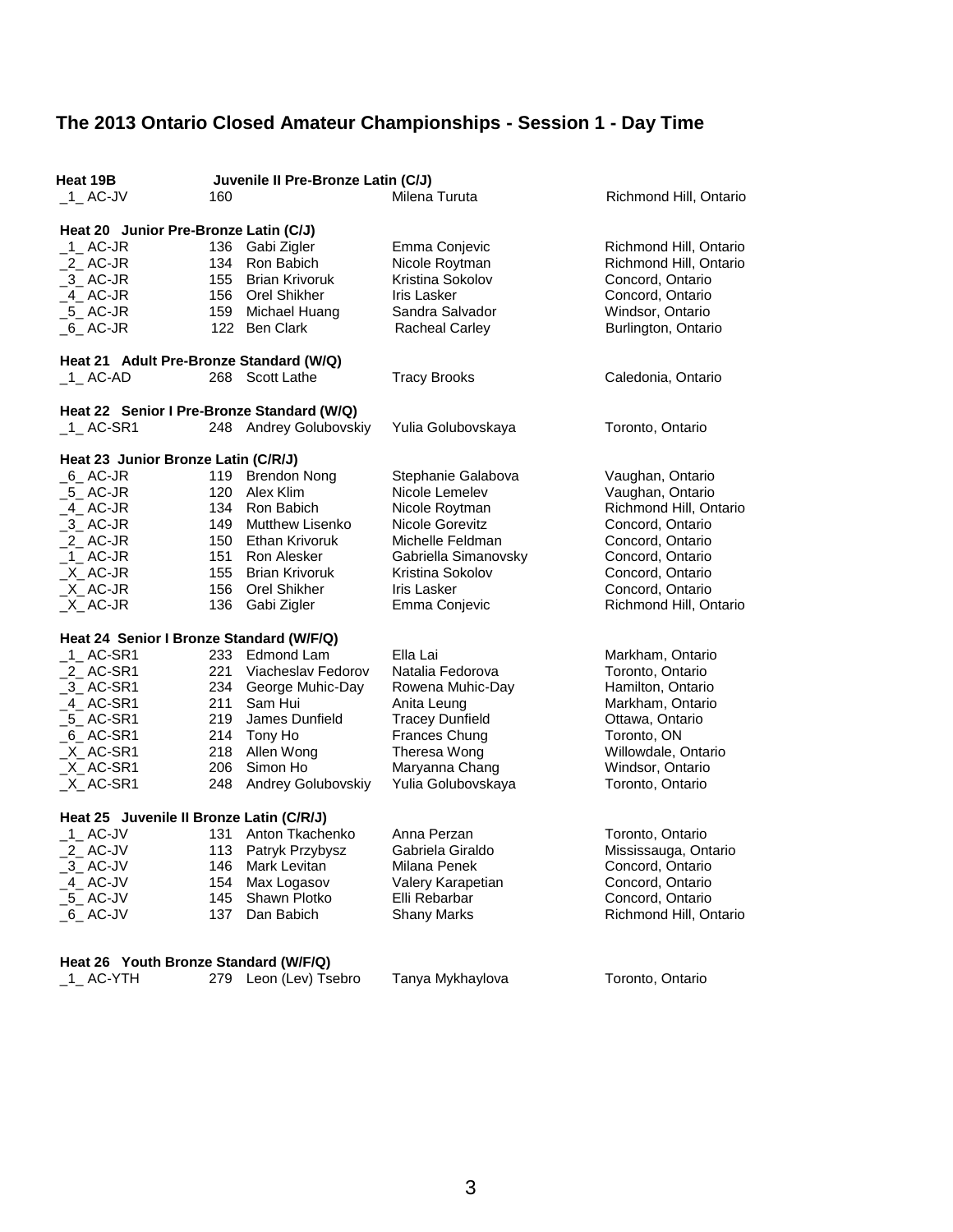## The 2013 Ontario Closed Amateur Championships - Session 1 - Day Time

**Heat 19B** **Juvenile II Pre-Bronze Latin (C/J)**

| | | | | |
|---|---|---|---|---|
| _1_ AC-JV | 160 | | Milena Turuta | Richmond Hill, Ontario |

**Heat 20 Junior Pre-Bronze Latin (C/J)**

| | | | | |
|---|---|---|---|---|
| _1_ AC-JR | 136 | Gabi Zigler | Emma Conjevic | Richmond Hill, Ontario |
| _2_ AC-JR | 134 | Ron Babich | Nicole Roytman | Richmond Hill, Ontario |
| _3_ AC-JR | 155 | Brian Krivoruk | Kristina Sokolov | Concord, Ontario |
| _4_ AC-JR | 156 | Orel Shikher | Iris Lasker | Concord, Ontario |
| _5_ AC-JR | 159 | Michael Huang | Sandra Salvador | Windsor, Ontario |
| _6_ AC-JR | 122 | Ben Clark | Racheal Carley | Burlington, Ontario |

**Heat 21 Adult Pre-Bronze Standard (W/Q)**

| | | | | |
|---|---|---|---|---|
| _1_ AC-AD | 268 | Scott Lathe | Tracy Brooks | Caledonia, Ontario |

**Heat 22 Senior I Pre-Bronze Standard (W/Q)**

| | | | | |
|---|---|---|---|---|
| _1_ AC-SR1 | 248 | Andrey Golubovskiy | Yulia Golubovskaya | Toronto, Ontario |

**Heat 23 Junior Bronze Latin (C/R/J)**

| | | | | |
|---|---|---|---|---|
| _6_ AC-JR | 119 | Brendon Nong | Stephanie Galabova | Vaughan, Ontario |
| _5_ AC-JR | 120 | Alex Klim | Nicole Lemelev | Vaughan, Ontario |
| _4_ AC-JR | 134 | Ron Babich | Nicole Roytman | Richmond Hill, Ontario |
| _3_ AC-JR | 149 | Mutthew Lisenko | Nicole Gorevitz | Concord, Ontario |
| _2_ AC-JR | 150 | Ethan Krivoruk | Michelle Feldman | Concord, Ontario |
| _1_ AC-JR | 151 | Ron Alesker | Gabriella Simanovsky | Concord, Ontario |
| _X_ AC-JR | 155 | Brian Krivoruk | Kristina Sokolov | Concord, Ontario |
| _X_ AC-JR | 156 | Orel Shikher | Iris Lasker | Concord, Ontario |
| _X_ AC-JR | 136 | Gabi Zigler | Emma Conjevic | Richmond Hill, Ontario |

**Heat 24 Senior I Bronze Standard (W/F/Q)**

| | | | | |
|---|---|---|---|---|
| _1_ AC-SR1 | 233 | Edmond Lam | Ella Lai | Markham, Ontario |
| _2_ AC-SR1 | 221 | Viacheslav Fedorov | Natalia Fedorova | Toronto, Ontario |
| _3_ AC-SR1 | 234 | George Muhic-Day | Rowena Muhic-Day | Hamilton, Ontario |
| _4_ AC-SR1 | 211 | Sam Hui | Anita Leung | Markham, Ontario |
| _5_ AC-SR1 | 219 | James Dunfield | Tracey Dunfield | Ottawa, Ontario |
| _6_ AC-SR1 | 214 | Tony Ho | Frances Chung | Toronto, ON |
| _X_ AC-SR1 | 218 | Allen Wong | Theresa Wong | Willowdale, Ontario |
| _X_ AC-SR1 | 206 | Simon Ho | Maryanna Chang | Windsor, Ontario |
| _X_ AC-SR1 | 248 | Andrey Golubovskiy | Yulia Golubovskaya | Toronto, Ontario |

**Heat 25 Juvenile II Bronze Latin (C/R/J)**

| | | | | |
|---|---|---|---|---|
| _1_ AC-JV | 131 | Anton Tkachenko | Anna Perzan | Toronto, Ontario |
| _2_ AC-JV | 113 | Patryk Przybysz | Gabriela Giraldo | Mississauga, Ontario |
| _3_ AC-JV | 146 | Mark Levitan | Milana Penek | Concord, Ontario |
| _4_ AC-JV | 154 | Max Logasov | Valery Karapetian | Concord, Ontario |
| _5_ AC-JV | 145 | Shawn Plotko | Elli Rebarbar | Concord, Ontario |
| _6_ AC-JV | 137 | Dan Babich | Shany Marks | Richmond Hill, Ontario |

**Heat 26 Youth Bronze Standard (W/F/Q)**

| | | | | |
|---|---|---|---|---|
| _1_ AC-YTH | 279 | Leon (Lev) Tsebro | Tanya Mykhaylova | Toronto, Ontario |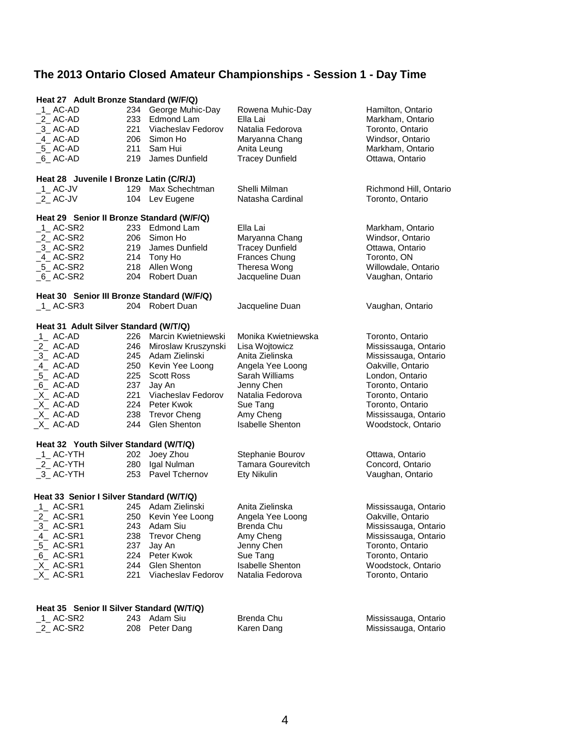# The 2013 Ontario Closed Amateur Championships - Session 1 - Day Time

### Heat 27 Adult Bronze Standard (W/F/Q)

| Place | No. | Leader | Partner | Location |
|---|---|---|---|---|
| _1_ AC-AD | 234 | George Muhic-Day | Rowena Muhic-Day | Hamilton, Ontario |
| _2_ AC-AD | 233 | Edmond Lam | Ella Lai | Markham, Ontario |
| _3_ AC-AD | 221 | Viacheslav Fedorov | Natalia Fedorova | Toronto, Ontario |
| _4_ AC-AD | 206 | Simon Ho | Maryanna Chang | Windsor, Ontario |
| _5_ AC-AD | 211 | Sam Hui | Anita Leung | Markham, Ontario |
| _6_ AC-AD | 219 | James Dunfield | Tracey Dunfield | Ottawa, Ontario |

### Heat 28 Juvenile I Bronze Latin (C/R/J)

| Place | No. | Leader | Partner | Location |
|---|---|---|---|---|
| _1_ AC-JV | 129 | Max Schechtman | Shelli Milman | Richmond Hill, Ontario |
| _2_ AC-JV | 104 | Lev Eugene | Natasha Cardinal | Toronto, Ontario |

### Heat 29 Senior II Bronze Standard (W/F/Q)

| Place | No. | Leader | Partner | Location |
|---|---|---|---|---|
| _1_ AC-SR2 | 233 | Edmond Lam | Ella Lai | Markham, Ontario |
| _2_ AC-SR2 | 206 | Simon Ho | Maryanna Chang | Windsor, Ontario |
| _3_ AC-SR2 | 219 | James Dunfield | Tracey Dunfield | Ottawa, Ontario |
| _4_ AC-SR2 | 214 | Tony Ho | Frances Chung | Toronto, ON |
| _5_ AC-SR2 | 218 | Allen Wong | Theresa Wong | Willowdale, Ontario |
| _6_ AC-SR2 | 204 | Robert Duan | Jacqueline Duan | Vaughan, Ontario |

### Heat 30 Senior III Bronze Standard (W/F/Q)

| Place | No. | Leader | Partner | Location |
|---|---|---|---|---|
| _1_ AC-SR3 | 204 | Robert Duan | Jacqueline Duan | Vaughan, Ontario |

### Heat 31 Adult Silver Standard (W/T/Q)

| Place | No. | Leader | Partner | Location |
|---|---|---|---|---|
| _1_ AC-AD | 226 | Marcin Kwietniewski | Monika Kwietniewska | Toronto, Ontario |
| _2_ AC-AD | 246 | Miroslaw Kruszynski | Lisa Wojtowicz | Mississauga, Ontario |
| _3_ AC-AD | 245 | Adam Zielinski | Anita Zielinska | Mississauga, Ontario |
| _4_ AC-AD | 250 | Kevin Yee Loong | Angela Yee Loong | Oakville, Ontario |
| _5_ AC-AD | 225 | Scott Ross | Sarah Williams | London, Ontario |
| _6_ AC-AD | 237 | Jay An | Jenny Chen | Toronto, Ontario |
| _X_ AC-AD | 221 | Viacheslav Fedorov | Natalia Fedorova | Toronto, Ontario |
| _X_ AC-AD | 224 | Peter Kwok | Sue Tang | Toronto, Ontario |
| _X_ AC-AD | 238 | Trevor Cheng | Amy Cheng | Mississauga, Ontario |
| _X_ AC-AD | 244 | Glen Shenton | Isabelle Shenton | Woodstock, Ontario |

### Heat 32 Youth Silver Standard (W/T/Q)

| Place | No. | Leader | Partner | Location |
|---|---|---|---|---|
| _1_ AC-YTH | 202 | Joey Zhou | Stephanie Bourov | Ottawa, Ontario |
| _2_ AC-YTH | 280 | Igal Nulman | Tamara Gourevitch | Concord, Ontario |
| _3_ AC-YTH | 253 | Pavel Tchernov | Ety Nikulin | Vaughan, Ontario |

### Heat 33 Senior I Silver Standard (W/T/Q)

| Place | No. | Leader | Partner | Location |
|---|---|---|---|---|
| _1_ AC-SR1 | 245 | Adam Zielinski | Anita Zielinska | Mississauga, Ontario |
| _2_ AC-SR1 | 250 | Kevin Yee Loong | Angela Yee Loong | Oakville, Ontario |
| _3_ AC-SR1 | 243 | Adam Siu | Brenda Chu | Mississauga, Ontario |
| _4_ AC-SR1 | 238 | Trevor Cheng | Amy Cheng | Mississauga, Ontario |
| _5_ AC-SR1 | 237 | Jay An | Jenny Chen | Toronto, Ontario |
| _6_ AC-SR1 | 224 | Peter Kwok | Sue Tang | Toronto, Ontario |
| _X_ AC-SR1 | 244 | Glen Shenton | Isabelle Shenton | Woodstock, Ontario |
| _X_ AC-SR1 | 221 | Viacheslav Fedorov | Natalia Fedorova | Toronto, Ontario |

### Heat 35 Senior II Silver Standard (W/T/Q)

| Place | No. | Leader | Partner | Location |
|---|---|---|---|---|
| _1_ AC-SR2 | 243 | Adam Siu | Brenda Chu | Mississauga, Ontario |
| _2_ AC-SR2 | 208 | Peter Dang | Karen Dang | Mississauga, Ontario |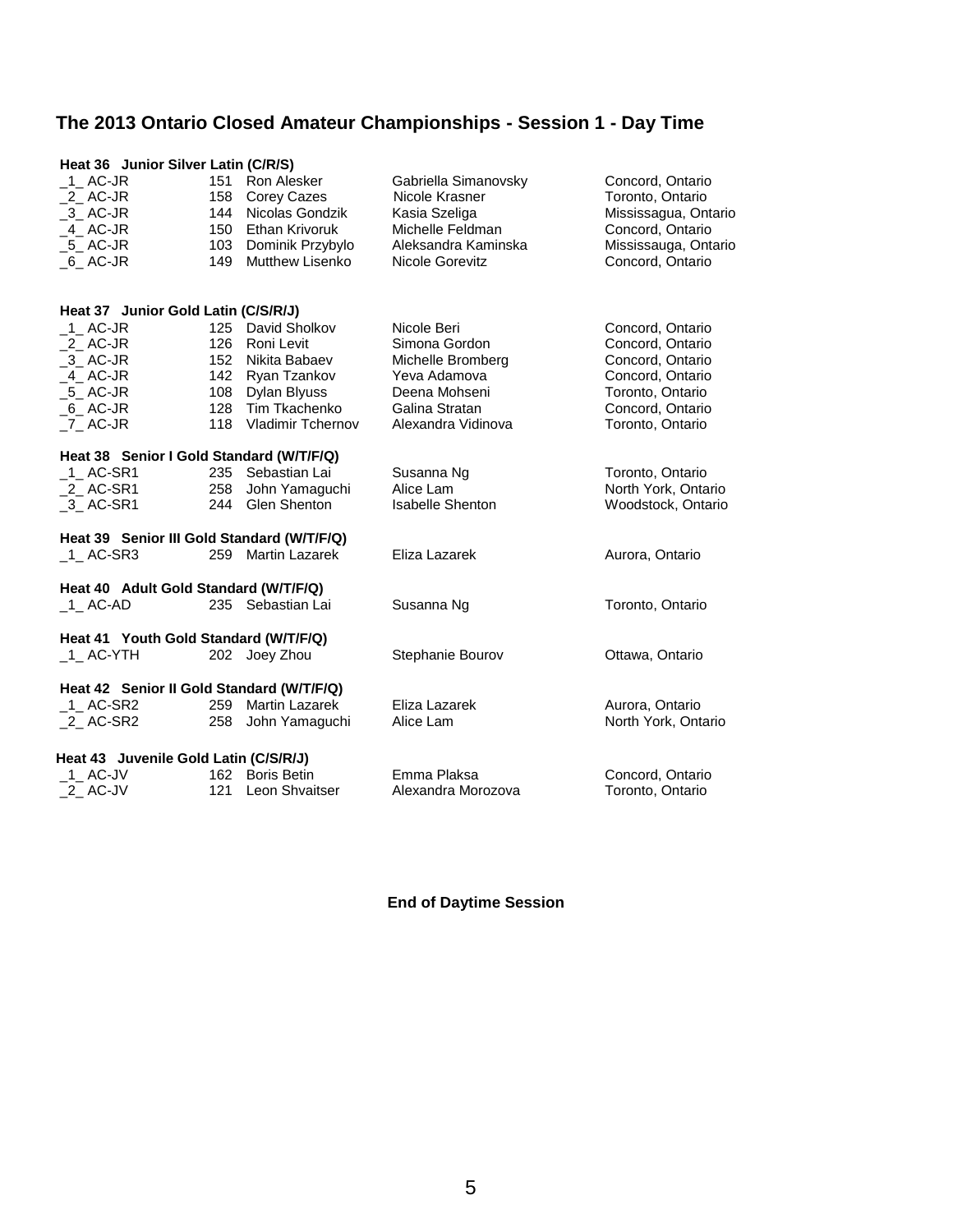# The 2013 Ontario Closed Amateur Championships - Session 1 - Day Time

**Heat 36 Junior Silver Latin (C/R/S)**

| | | | | |
|---|---|---|---|---|
| _1_ AC-JR | 151 | Ron Alesker | Gabriella Simanovsky | Concord, Ontario |
| _2_ AC-JR | 158 | Corey Cazes | Nicole Krasner | Toronto, Ontario |
| _3_ AC-JR | 144 | Nicolas Gondzik | Kasia Szeliga | Mississagua, Ontario |
| _4_ AC-JR | 150 | Ethan Krivoruk | Michelle Feldman | Concord, Ontario |
| _5_ AC-JR | 103 | Dominik Przybylo | Aleksandra Kaminska | Mississauga, Ontario |
| _6_ AC-JR | 149 | Mutthew Lisenko | Nicole Gorevitz | Concord, Ontario |

**Heat 37 Junior Gold Latin (C/S/R/J)**

| | | | | |
|---|---|---|---|---|
| _1_ AC-JR | 125 | David Sholkov | Nicole Beri | Concord, Ontario |
| _2_ AC-JR | 126 | Roni Levit | Simona Gordon | Concord, Ontario |
| _3_ AC-JR | 152 | Nikita Babaev | Michelle Bromberg | Concord, Ontario |
| _4_ AC-JR | 142 | Ryan Tzankov | Yeva Adamova | Concord, Ontario |
| _5_ AC-JR | 108 | Dylan Blyuss | Deena Mohseni | Toronto, Ontario |
| _6_ AC-JR | 128 | Tim Tkachenko | Galina Stratan | Concord, Ontario |
| _7_ AC-JR | 118 | Vladimir Tchernov | Alexandra Vidinova | Toronto, Ontario |

**Heat 38 Senior I Gold Standard (W/T/F/Q)**

| | | | | |
|---|---|---|---|---|
| _1_ AC-SR1 | 235 | Sebastian Lai | Susanna Ng | Toronto, Ontario |
| _2_ AC-SR1 | 258 | John Yamaguchi | Alice Lam | North York, Ontario |
| _3_ AC-SR1 | 244 | Glen Shenton | Isabelle Shenton | Woodstock, Ontario |

**Heat 39 Senior III Gold Standard (W/T/F/Q)**

| | | | | |
|---|---|---|---|---|
| _1_ AC-SR3 | 259 | Martin Lazarek | Eliza Lazarek | Aurora, Ontario |

**Heat 40 Adult Gold Standard (W/T/F/Q)**

| | | | | |
|---|---|---|---|---|
| _1_ AC-AD | 235 | Sebastian Lai | Susanna Ng | Toronto, Ontario |

**Heat 41 Youth Gold Standard (W/T/F/Q)**

| | | | | |
|---|---|---|---|---|
| _1_ AC-YTH | 202 | Joey Zhou | Stephanie Bourov | Ottawa, Ontario |

**Heat 42 Senior II Gold Standard (W/T/F/Q)**

| | | | | |
|---|---|---|---|---|
| _1_ AC-SR2 | 259 | Martin Lazarek | Eliza Lazarek | Aurora, Ontario |
| _2_ AC-SR2 | 258 | John Yamaguchi | Alice Lam | North York, Ontario |

**Heat 43 Juvenile Gold Latin (C/S/R/J)**

| | | | | |
|---|---|---|---|---|
| _1_ AC-JV | 162 | Boris Betin | Emma Plaksa | Concord, Ontario |
| _2_ AC-JV | 121 | Leon Shvaitser | Alexandra Morozova | Toronto, Ontario |

**End of Daytime Session**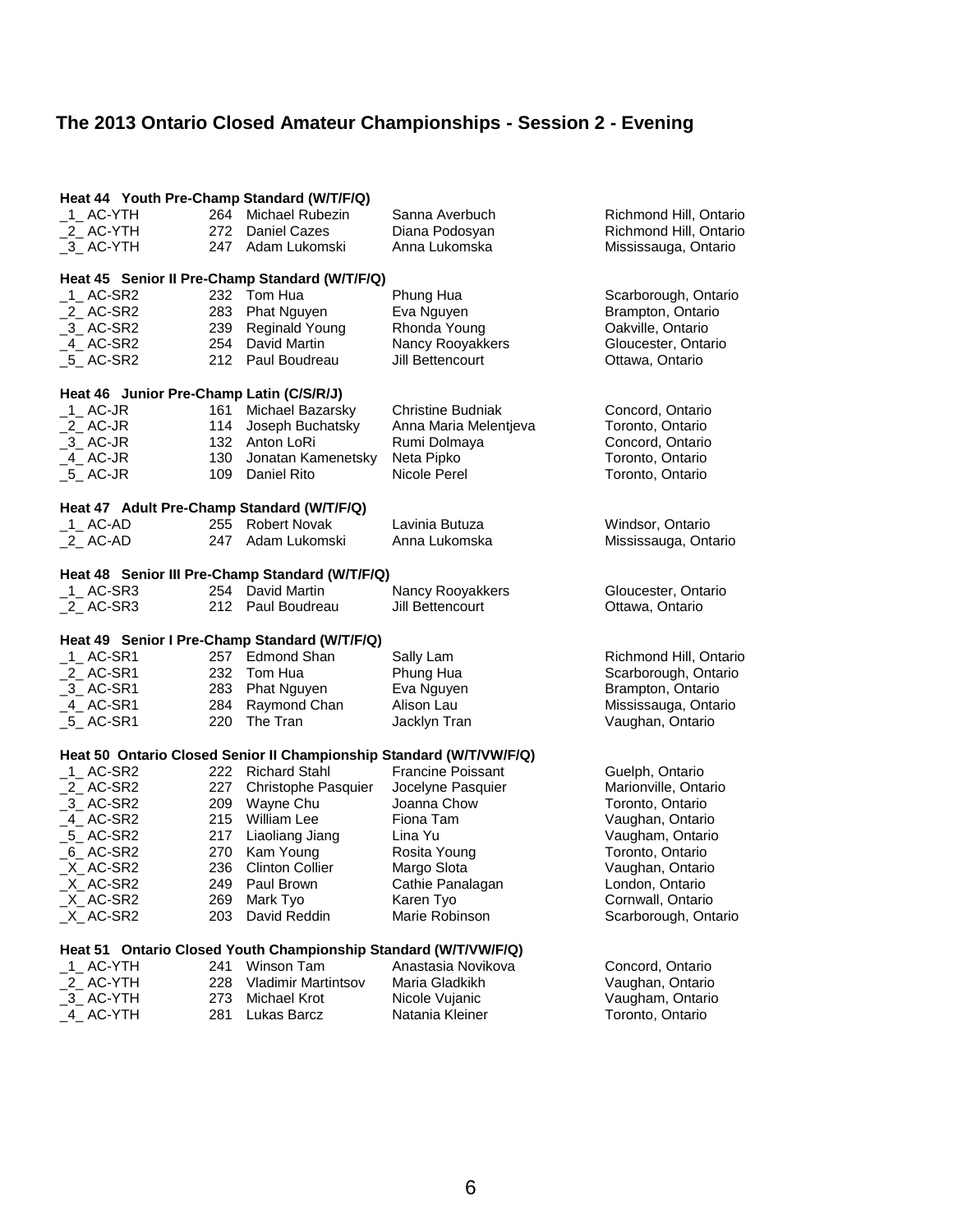## The 2013 Ontario Closed Amateur Championships - Session 2 - Evening

**Heat 44 Youth Pre-Champ Standard (W/T/F/Q)**

| | | | | |
|---|---|---|---|---|
| _1_ AC-YTH | 264 | Michael Rubezin | Sanna Averbuch | Richmond Hill, Ontario |
| _2_ AC-YTH | 272 | Daniel Cazes | Diana Podosyan | Richmond Hill, Ontario |
| _3_ AC-YTH | 247 | Adam Lukomski | Anna Lukomska | Mississauga, Ontario |

**Heat 45 Senior II Pre-Champ Standard (W/T/F/Q)**

| | | | | |
|---|---|---|---|---|
| _1_ AC-SR2 | 232 | Tom Hua | Phung Hua | Scarborough, Ontario |
| _2_ AC-SR2 | 283 | Phat Nguyen | Eva Nguyen | Brampton, Ontario |
| _3_ AC-SR2 | 239 | Reginald Young | Rhonda Young | Oakville, Ontario |
| _4_ AC-SR2 | 254 | David Martin | Nancy Rooyakkers | Gloucester, Ontario |
| _5_ AC-SR2 | 212 | Paul Boudreau | Jill Bettencourt | Ottawa, Ontario |

**Heat 46 Junior Pre-Champ Latin (C/S/R/J)**

| | | | | |
|---|---|---|---|---|
| _1_ AC-JR | 161 | Michael Bazarsky | Christine Budniak | Concord, Ontario |
| _2_ AC-JR | 114 | Joseph Buchatsky | Anna Maria Melentjeva | Toronto, Ontario |
| _3_ AC-JR | 132 | Anton LoRi | Rumi Dolmaya | Concord, Ontario |
| _4_ AC-JR | 130 | Jonatan Kamenetsky | Neta Pipko | Toronto, Ontario |
| _5_ AC-JR | 109 | Daniel Rito | Nicole Perel | Toronto, Ontario |

**Heat 47 Adult Pre-Champ Standard (W/T/F/Q)**

| | | | | |
|---|---|---|---|---|
| _1_ AC-AD | 255 | Robert Novak | Lavinia Butuza | Windsor, Ontario |
| _2_ AC-AD | 247 | Adam Lukomski | Anna Lukomska | Mississauga, Ontario |

**Heat 48 Senior III Pre-Champ Standard (W/T/F/Q)**

| | | | | |
|---|---|---|---|---|
| _1_ AC-SR3 | 254 | David Martin | Nancy Rooyakkers | Gloucester, Ontario |
| _2_ AC-SR3 | 212 | Paul Boudreau | Jill Bettencourt | Ottawa, Ontario |

**Heat 49 Senior I Pre-Champ Standard (W/T/F/Q)**

| | | | | |
|---|---|---|---|---|
| _1_ AC-SR1 | 257 | Edmond Shan | Sally Lam | Richmond Hill, Ontario |
| _2_ AC-SR1 | 232 | Tom Hua | Phung Hua | Scarborough, Ontario |
| _3_ AC-SR1 | 283 | Phat Nguyen | Eva Nguyen | Brampton, Ontario |
| _4_ AC-SR1 | 284 | Raymond Chan | Alison Lau | Mississauga, Ontario |
| _5_ AC-SR1 | 220 | The Tran | Jacklyn Tran | Vaughan, Ontario |

**Heat 50 Ontario Closed Senior II Championship Standard (W/T/VW/F/Q)**

| | | | | |
|---|---|---|---|---|
| _1_ AC-SR2 | 222 | Richard Stahl | Francine Poissant | Guelph, Ontario |
| _2_ AC-SR2 | 227 | Christophe Pasquier | Jocelyne Pasquier | Marionville, Ontario |
| _3_ AC-SR2 | 209 | Wayne Chu | Joanna Chow | Toronto, Ontario |
| _4_ AC-SR2 | 215 | William Lee | Fiona Tam | Vaughan, Ontario |
| _5_ AC-SR2 | 217 | Liaoliang Jiang | Lina Yu | Vaugham, Ontario |
| _6_ AC-SR2 | 270 | Kam Young | Rosita Young | Toronto, Ontario |
| _X_ AC-SR2 | 236 | Clinton Collier | Margo Slota | Vaughan, Ontario |
| _X_ AC-SR2 | 249 | Paul Brown | Cathie Panalagan | London, Ontario |
| _X_ AC-SR2 | 269 | Mark Tyo | Karen Tyo | Cornwall, Ontario |
| _X_ AC-SR2 | 203 | David Reddin | Marie Robinson | Scarborough, Ontario |

**Heat 51 Ontario Closed Youth Championship Standard (W/T/VW/F/Q)**

| | | | | |
|---|---|---|---|---|
| _1_ AC-YTH | 241 | Winson Tam | Anastasia Novikova | Concord, Ontario |
| _2_ AC-YTH | 228 | Vladimir Martintsov | Maria Gladkikh | Vaughan, Ontario |
| _3_ AC-YTH | 273 | Michael Krot | Nicole Vujanic | Vaugham, Ontario |
| _4_ AC-YTH | 281 | Lukas Barcz | Natania Kleiner | Toronto, Ontario |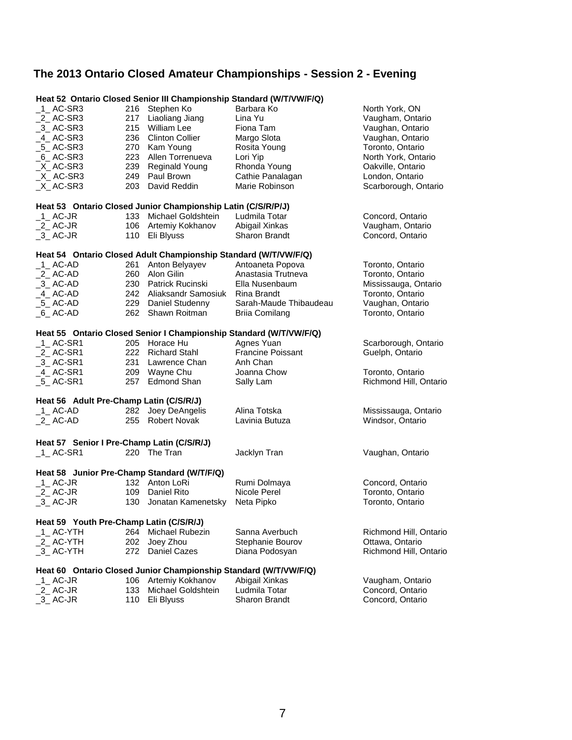# The 2013 Ontario Closed Amateur Championships - Session 2 - Evening

**Heat 52 Ontario Closed Senior III Championship Standard (W/T/VW/F/Q)**

| Place | Number | Leader | Follower | Location |
|---|---|---|---|---|
| _1_ AC-SR3 | 216 | Stephen Ko | Barbara Ko | North York, ON |
| _2_ AC-SR3 | 217 | Liaoliang Jiang | Lina Yu | Vaugham, Ontario |
| _3_ AC-SR3 | 215 | William Lee | Fiona Tam | Vaugham, Ontario |
| _4_ AC-SR3 | 236 | Clinton Collier | Margo Slota | Vaughan, Ontario |
| _5_ AC-SR3 | 270 | Kam Young | Rosita Young | Toronto, Ontario |
| _6_ AC-SR3 | 223 | Allen Torrenueva | Lori Yip | North York, Ontario |
| _X_ AC-SR3 | 239 | Reginald Young | Rhonda Young | Oakville, Ontario |
| _X_ AC-SR3 | 249 | Paul Brown | Cathie Panalagan | London, Ontario |
| _X_ AC-SR3 | 203 | David Reddin | Marie Robinson | Scarborough, Ontario |

**Heat 53 Ontario Closed Junior Championship Latin (C/S/R/P/J)**

| Place | Number | Leader | Follower | Location |
|---|---|---|---|---|
| _1_ AC-JR | 133 | Michael Goldshtein | Ludmila Totar | Concord, Ontario |
| _2_ AC-JR | 106 | Artemiy Kokhanov | Abigail Xinkas | Vaugham, Ontario |
| _3_ AC-JR | 110 | Eli Blyuss | Sharon Brandt | Concord, Ontario |

**Heat 54 Ontario Closed Adult Championship Standard (W/T/VW/F/Q)**

| Place | Number | Leader | Follower | Location |
|---|---|---|---|---|
| _1_ AC-AD | 261 | Anton Belyayev | Antoaneta Popova | Toronto, Ontario |
| _2_ AC-AD | 260 | Alon Gilin | Anastasia Trutneva | Toronto, Ontario |
| _3_ AC-AD | 230 | Patrick Rucinski | Ella Nusenbaum | Mississauga, Ontario |
| _4_ AC-AD | 242 | Aliaksandr Samosiuk | Rina Brandt | Toronto, Ontario |
| _5_ AC-AD | 229 | Daniel Studenny | Sarah-Maude Thibaudeau | Vaughan, Ontario |
| _6_ AC-AD | 262 | Shawn Roitman | Briia Comilang | Toronto, Ontario |

**Heat 55 Ontario Closed Senior I Championship Standard (W/T/VW/F/Q)**

| Place | Number | Leader | Follower | Location |
|---|---|---|---|---|
| _1_ AC-SR1 | 205 | Horace Hu | Agnes Yuan | Scarborough, Ontario |
| _2_ AC-SR1 | 222 | Richard Stahl | Francine Poissant | Guelph, Ontario |
| _3_ AC-SR1 | 231 | Lawrence Chan | Anh Chan | |
| _4_ AC-SR1 | 209 | Wayne Chu | Joanna Chow | Toronto, Ontario |
| _5_ AC-SR1 | 257 | Edmond Shan | Sally Lam | Richmond Hill, Ontario |

**Heat 56 Adult Pre-Champ Latin (C/S/R/J)**

| Place | Number | Leader | Follower | Location |
|---|---|---|---|---|
| _1_ AC-AD | 282 | Joey DeAngelis | Alina Totska | Mississauga, Ontario |
| _2_ AC-AD | 255 | Robert Novak | Lavinia Butuza | Windsor, Ontario |

**Heat 57 Senior I Pre-Champ Latin (C/S/R/J)**

| Place | Number | Leader | Follower | Location |
|---|---|---|---|---|
| _1_ AC-SR1 | 220 | The Tran | Jacklyn Tran | Vaughan, Ontario |

**Heat 58 Junior Pre-Champ Standard (W/T/F/Q)**

| Place | Number | Leader | Follower | Location |
|---|---|---|---|---|
| _1_ AC-JR | 132 | Anton LoRi | Rumi Dolmaya | Concord, Ontario |
| _2_ AC-JR | 109 | Daniel Rito | Nicole Perel | Toronto, Ontario |
| _3_ AC-JR | 130 | Jonatan Kamenetsky | Neta Pipko | Toronto, Ontario |

**Heat 59 Youth Pre-Champ Latin (C/S/R/J)**

| Place | Number | Leader | Follower | Location |
|---|---|---|---|---|
| _1_ AC-YTH | 264 | Michael Rubezin | Sanna Averbuch | Richmond Hill, Ontario |
| _2_ AC-YTH | 202 | Joey Zhou | Stephanie Bourov | Ottawa, Ontario |
| _3_ AC-YTH | 272 | Daniel Cazes | Diana Podosyan | Richmond Hill, Ontario |

**Heat 60 Ontario Closed Junior Championship Standard (W/T/VW/F/Q)**

| Place | Number | Leader | Follower | Location |
|---|---|---|---|---|
| _1_ AC-JR | 106 | Artemiy Kokhanov | Abigail Xinkas | Vaugham, Ontario |
| _2_ AC-JR | 133 | Michael Goldshtein | Ludmila Totar | Concord, Ontario |
| _3_ AC-JR | 110 | Eli Blyuss | Sharon Brandt | Concord, Ontario |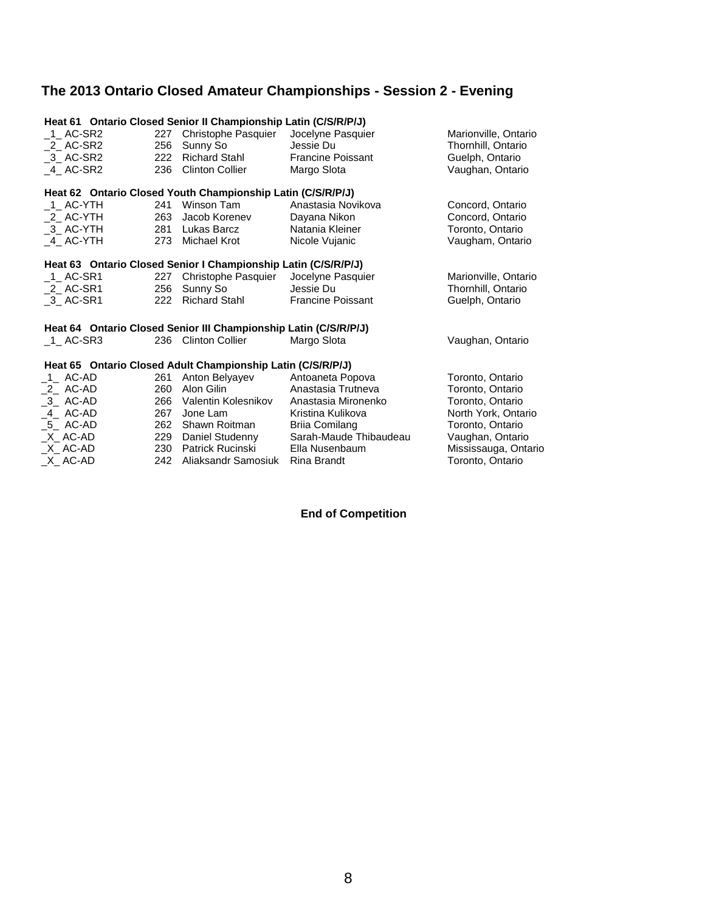## The 2013 Ontario Closed Amateur Championships - Session 2 - Evening

**Heat 61 Ontario Closed Senior II Championship Latin (C/S/R/P/J)**

| | | | | |
|---|---|---|---|---|
| _1_ AC-SR2 | 227 | Christophe Pasquier | Jocelyne Pasquier | Marionville, Ontario |
| _2_ AC-SR2 | 256 | Sunny So | Jessie Du | Thornhill, Ontario |
| _3_ AC-SR2 | 222 | Richard Stahl | Francine Poissant | Guelph, Ontario |
| _4_ AC-SR2 | 236 | Clinton Collier | Margo Slota | Vaughan, Ontario |

**Heat 62 Ontario Closed Youth Championship Latin (C/S/R/P/J)**

| | | | | |
|---|---|---|---|---|
| _1_ AC-YTH | 241 | Winson Tam | Anastasia Novikova | Concord, Ontario |
| _2_ AC-YTH | 263 | Jacob Korenev | Dayana Nikon | Concord, Ontario |
| _3_ AC-YTH | 281 | Lukas Barcz | Natania Kleiner | Toronto, Ontario |
| _4_ AC-YTH | 273 | Michael Krot | Nicole Vujanic | Vaugham, Ontario |

**Heat 63 Ontario Closed Senior I Championship Latin (C/S/R/P/J)**

| | | | | |
|---|---|---|---|---|
| _1_ AC-SR1 | 227 | Christophe Pasquier | Jocelyne Pasquier | Marionville, Ontario |
| _2_ AC-SR1 | 256 | Sunny So | Jessie Du | Thornhill, Ontario |
| _3_ AC-SR1 | 222 | Richard Stahl | Francine Poissant | Guelph, Ontario |

**Heat 64 Ontario Closed Senior III Championship Latin (C/S/R/P/J)**

| | | | | |
|---|---|---|---|---|
| _1_ AC-SR3 | 236 | Clinton Collier | Margo Slota | Vaughan, Ontario |

**Heat 65 Ontario Closed Adult Championship Latin (C/S/R/P/J)**

| | | | | |
|---|---|---|---|---|
| _1_ AC-AD | 261 | Anton Belyayev | Antoaneta Popova | Toronto, Ontario |
| _2_ AC-AD | 260 | Alon Gilin | Anastasia Trutneva | Toronto, Ontario |
| _3_ AC-AD | 266 | Valentin Kolesnikov | Anastasia Mironenko | Toronto, Ontario |
| _4_ AC-AD | 267 | Jone Lam | Kristina Kulikova | North York, Ontario |
| _5_ AC-AD | 262 | Shawn Roitman | Briia Comilang | Toronto, Ontario |
| _X_ AC-AD | 229 | Daniel Studenny | Sarah-Maude Thibaudeau | Vaughan, Ontario |
| _X_ AC-AD | 230 | Patrick Rucinski | Ella Nusenbaum | Mississauga, Ontario |
| _X_ AC-AD | 242 | Aliaksandr Samosiuk | Rina Brandt | Toronto, Ontario |

**End of Competition**